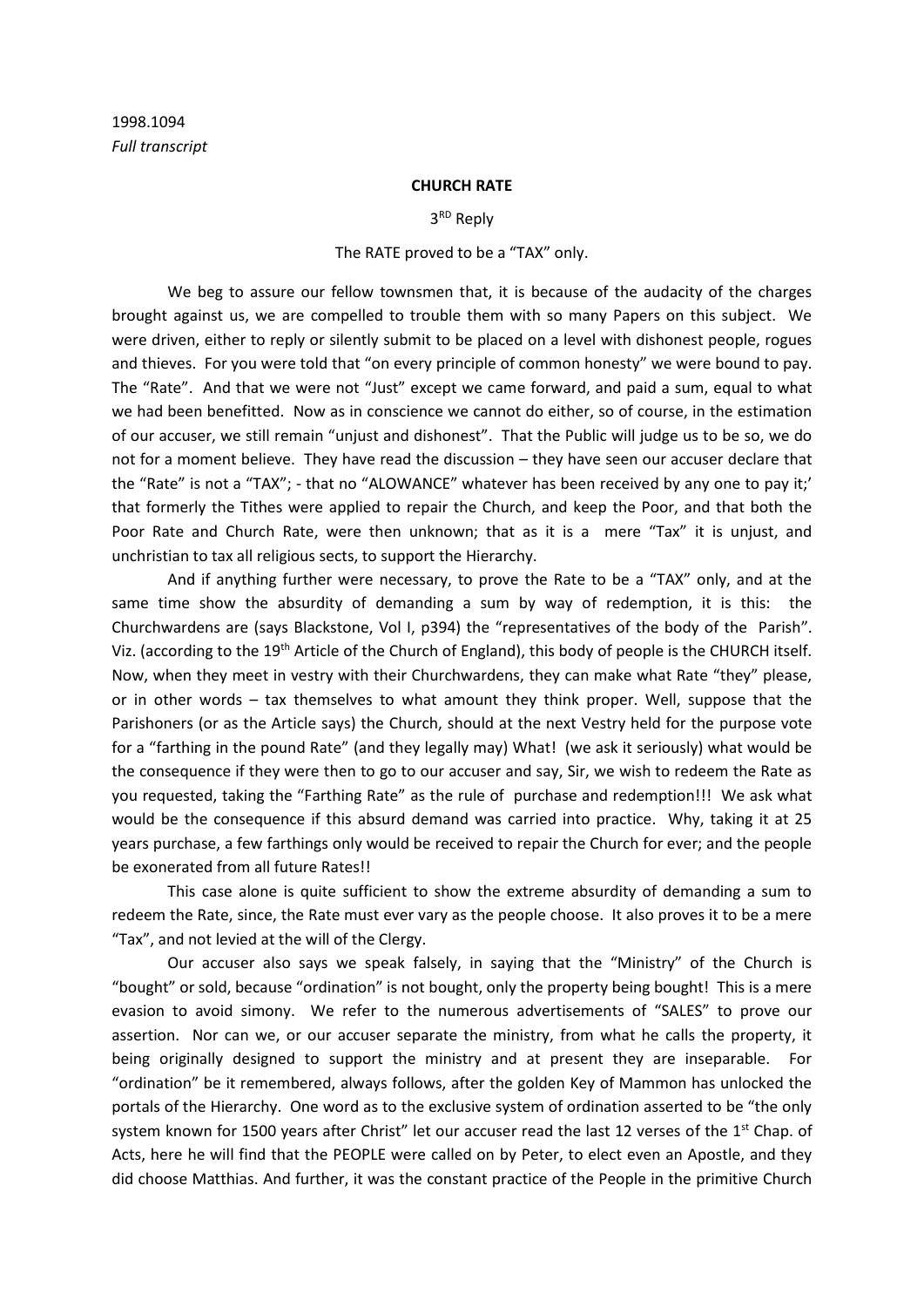1998.1094
*Full transcript*

**CHURCH RATE**

3RD Reply

The RATE proved to be a "TAX" only.

We beg to assure our fellow townsmen that, it is because of the audacity of the charges brought against us, we are compelled to trouble them with so many Papers on this subject. We were driven, either to reply or silently submit to be placed on a level with dishonest people, rogues and thieves. For you were told that "on every principle of common honesty" we were bound to pay. The "Rate". And that we were not "Just" except we came forward, and paid a sum, equal to what we had been benefitted. Now as in conscience we cannot do either, so of course, in the estimation of our accuser, we still remain "unjust and dishonest". That the Public will judge us to be so, we do not for a moment believe. They have read the discussion – they have seen our accuser declare that the "Rate" is not a "TAX"; - that no "ALOWANCE" whatever has been received by any one to pay it;' that formerly the Tithes were applied to repair the Church, and keep the Poor, and that both the Poor Rate and Church Rate, were then unknown; that as it is a mere "Tax" it is unjust, and unchristian to tax all religious sects, to support the Hierarchy.

And if anything further were necessary, to prove the Rate to be a "TAX" only, and at the same time show the absurdity of demanding a sum by way of redemption, it is this: the Churchwardens are (says Blackstone, Vol I, p394) the "representatives of the body of the Parish". Viz. (according to the 19th Article of the Church of England), this body of people is the CHURCH itself. Now, when they meet in vestry with their Churchwardens, they can make what Rate "they" please, or in other words – tax themselves to what amount they think proper. Well, suppose that the Parishoners (or as the Article says) the Church, should at the next Vestry held for the purpose vote for a "farthing in the pound Rate" (and they legally may) What! (we ask it seriously) what would be the consequence if they were then to go to our accuser and say, Sir, we wish to redeem the Rate as you requested, taking the "Farthing Rate" as the rule of purchase and redemption!!! We ask what would be the consequence if this absurd demand was carried into practice. Why, taking it at 25 years purchase, a few farthings only would be received to repair the Church for ever; and the people be exonerated from all future Rates!!

This case alone is quite sufficient to show the extreme absurdity of demanding a sum to redeem the Rate, since, the Rate must ever vary as the people choose. It also proves it to be a mere "Tax", and not levied at the will of the Clergy.

Our accuser also says we speak falsely, in saying that the "Ministry" of the Church is "bought" or sold, because "ordination" is not bought, only the property being bought! This is a mere evasion to avoid simony. We refer to the numerous advertisements of "SALES" to prove our assertion. Nor can we, or our accuser separate the ministry, from what he calls the property, it being originally designed to support the ministry and at present they are inseparable. For "ordination" be it remembered, always follows, after the golden Key of Mammon has unlocked the portals of the Hierarchy. One word as to the exclusive system of ordination asserted to be "the only system known for 1500 years after Christ" let our accuser read the last 12 verses of the 1st Chap. of Acts, here he will find that the PEOPLE were called on by Peter, to elect even an Apostle, and they did choose Matthias. And further, it was the constant practice of the People in the primitive Church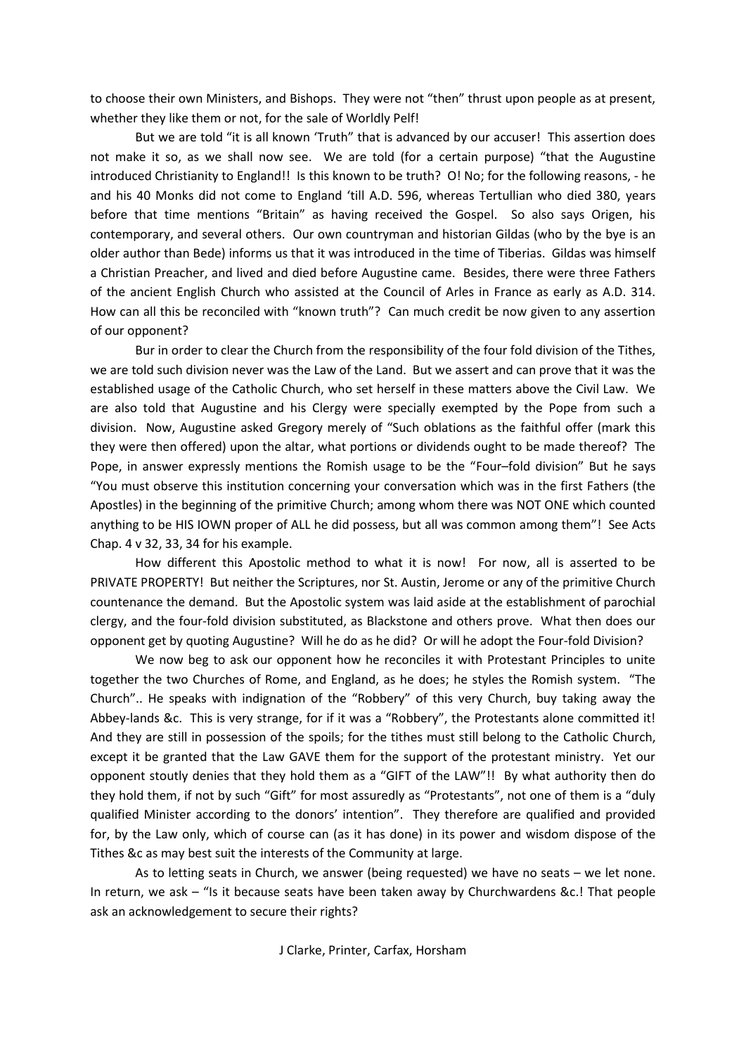to choose their own Ministers, and Bishops. They were not "then" thrust upon people as at present, whether they like them or not, for the sale of Worldly Pelf!

But we are told "it is all known 'Truth" that is advanced by our accuser! This assertion does not make it so, as we shall now see. We are told (for a certain purpose) "that the Augustine introduced Christianity to England!! Is this known to be truth? O! No; for the following reasons, - he and his 40 Monks did not come to England 'till A.D. 596, whereas Tertullian who died 380, years before that time mentions "Britain" as having received the Gospel. So also says Origen, his contemporary, and several others. Our own countryman and historian Gildas (who by the bye is an older author than Bede) informs us that it was introduced in the time of Tiberias. Gildas was himself a Christian Preacher, and lived and died before Augustine came. Besides, there were three Fathers of the ancient English Church who assisted at the Council of Arles in France as early as A.D. 314. How can all this be reconciled with "known truth"? Can much credit be now given to any assertion of our opponent?

Bur in order to clear the Church from the responsibility of the four fold division of the Tithes, we are told such division never was the Law of the Land. But we assert and can prove that it was the established usage of the Catholic Church, who set herself in these matters above the Civil Law. We are also told that Augustine and his Clergy were specially exempted by the Pope from such a division. Now, Augustine asked Gregory merely of "Such oblations as the faithful offer (mark this they were then offered) upon the altar, what portions or dividends ought to be made thereof? The Pope, in answer expressly mentions the Romish usage to be the "Four–fold division" But he says "You must observe this institution concerning your conversation which was in the first Fathers (the Apostles) in the beginning of the primitive Church; among whom there was NOT ONE which counted anything to be HIS IOWN proper of ALL he did possess, but all was common among them"! See Acts Chap. 4 v 32, 33, 34 for his example.

How different this Apostolic method to what it is now! For now, all is asserted to be PRIVATE PROPERTY! But neither the Scriptures, nor St. Austin, Jerome or any of the primitive Church countenance the demand. But the Apostolic system was laid aside at the establishment of parochial clergy, and the four-fold division substituted, as Blackstone and others prove. What then does our opponent get by quoting Augustine? Will he do as he did? Or will he adopt the Four-fold Division?

We now beg to ask our opponent how he reconciles it with Protestant Principles to unite together the two Churches of Rome, and England, as he does; he styles the Romish system. "The Church".. He speaks with indignation of the "Robbery" of this very Church, buy taking away the Abbey-lands &c. This is very strange, for if it was a "Robbery", the Protestants alone committed it! And they are still in possession of the spoils; for the tithes must still belong to the Catholic Church, except it be granted that the Law GAVE them for the support of the protestant ministry. Yet our opponent stoutly denies that they hold them as a "GIFT of the LAW"!! By what authority then do they hold them, if not by such "Gift" for most assuredly as "Protestants", not one of them is a "duly qualified Minister according to the donors' intention". They therefore are qualified and provided for, by the Law only, which of course can (as it has done) in its power and wisdom dispose of the Tithes &c as may best suit the interests of the Community at large.

As to letting seats in Church, we answer (being requested) we have no seats – we let none. In return, we ask – "Is it because seats have been taken away by Churchwardens &c.! That people ask an acknowledgement to secure their rights?

J Clarke, Printer, Carfax, Horsham